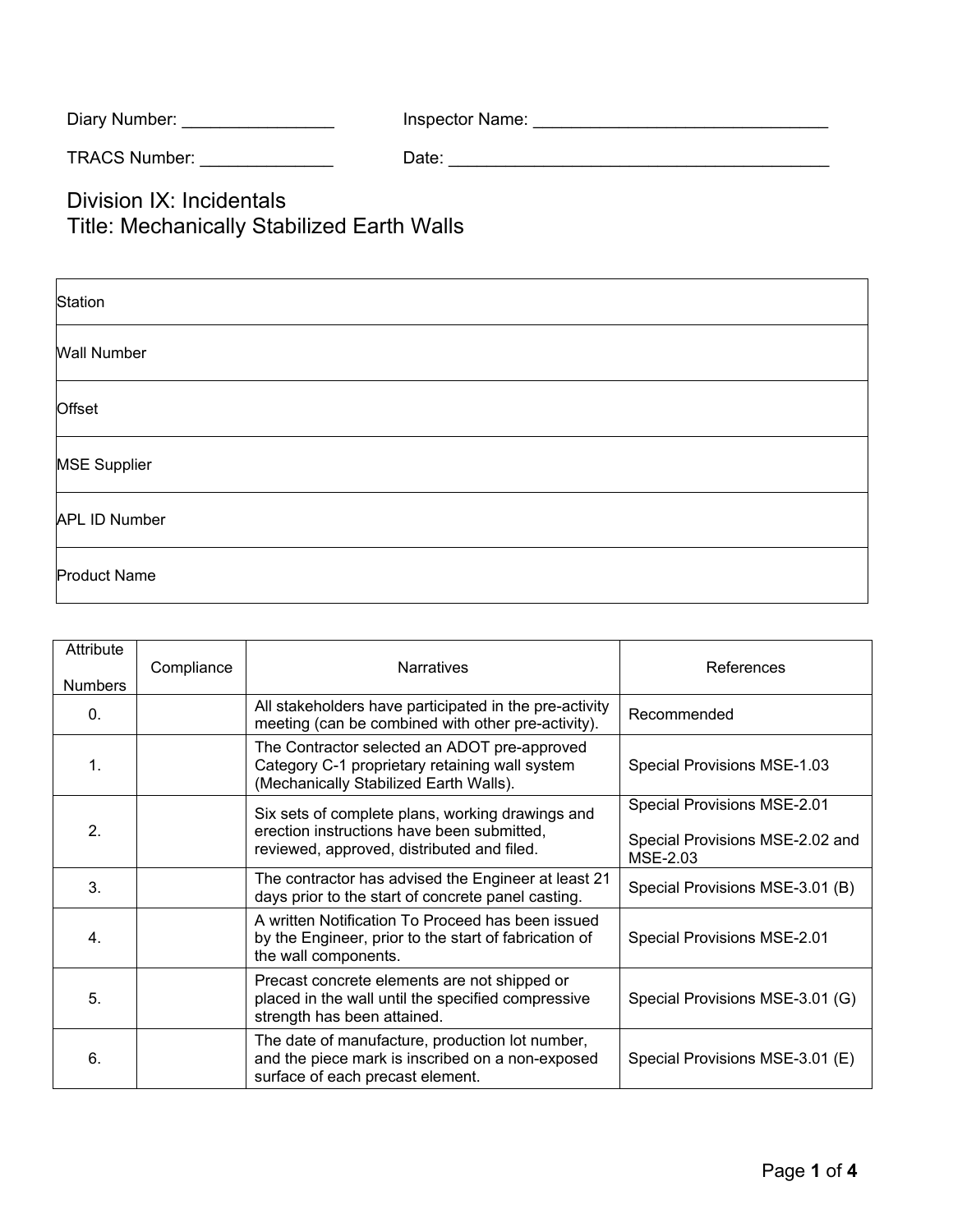Diary Number: ________________ Inspector Name: ________________________________

TRACS Number: ______________ Date: __________________________________________

# Division IX: Incidentals
# Title: Mechanically Stabilized Earth Walls

| | |
|---|---|
| Station | |
| Wall Number | |
| Offset | |
| MSE Supplier | |
| APL ID Number | |
| Product Name | |

| Attribute Numbers | Compliance | Narratives | References |
|---|---|---|---|
| 0. | | All stakeholders have participated in the pre-activity meeting (can be combined with other pre-activity). | Recommended |
| 1. | | The Contractor selected an ADOT pre-approved Category C-1 proprietary retaining wall system (Mechanically Stabilized Earth Walls). | Special Provisions MSE-1.03 |
| 2. | | Six sets of complete plans, working drawings and erection instructions have been submitted, reviewed, approved, distributed and filed. | Special Provisions MSE-2.01<br><br>Special Provisions MSE-2.02 and MSE-2.03 |
| 3. | | The contractor has advised the Engineer at least 21 days prior to the start of concrete panel casting. | Special Provisions MSE-3.01 (B) |
| 4. | | A written Notification To Proceed has been issued by the Engineer, prior to the start of fabrication of the wall components. | Special Provisions MSE-2.01 |
| 5. | | Precast concrete elements are not shipped or placed in the wall until the specified compressive strength has been attained. | Special Provisions MSE-3.01 (G) |
| 6. | | The date of manufacture, production lot number, and the piece mark is inscribed on a non-exposed surface of each precast element. | Special Provisions MSE-3.01 (E) |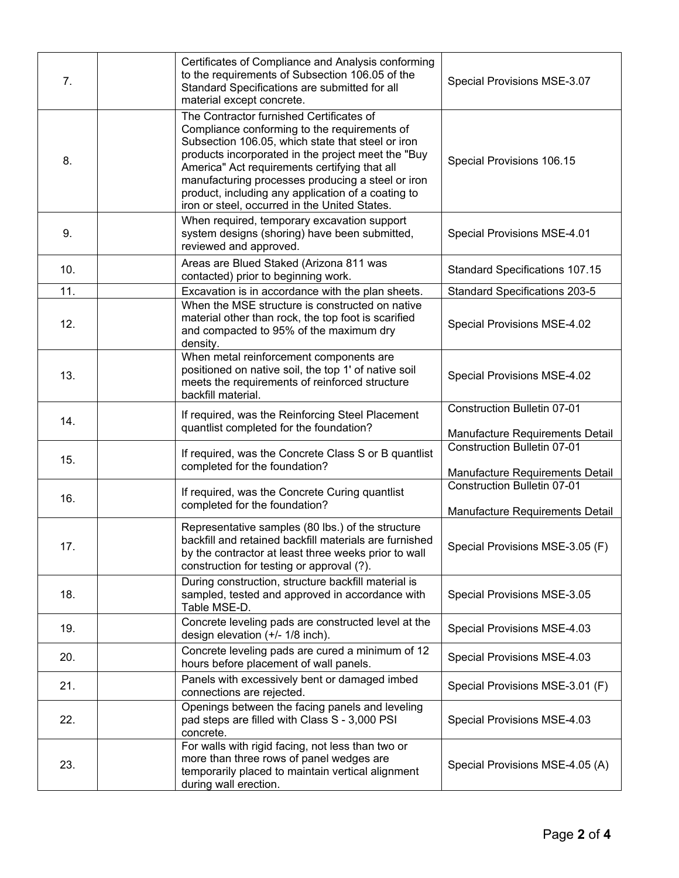| | | | |
|---|---|---|---|
| 7. | | Certificates of Compliance and Analysis conforming to the requirements of Subsection 106.05 of the Standard Specifications are submitted for all material except concrete. | Special Provisions MSE-3.07 |
| 8. | | The Contractor furnished Certificates of Compliance conforming to the requirements of Subsection 106.05, which state that steel or iron products incorporated in the project meet the "Buy America" Act requirements certifying that all manufacturing processes producing a steel or iron product, including any application of a coating to iron or steel, occurred in the United States. | Special Provisions 106.15 |
| 9. | | When required, temporary excavation support system designs (shoring) have been submitted, reviewed and approved. | Special Provisions MSE-4.01 |
| 10. | | Areas are Blued Staked (Arizona 811 was contacted) prior to beginning work. | Standard Specifications 107.15 |
| 11. | | Excavation is in accordance with the plan sheets. | Standard Specifications 203-5 |
| 12. | | When the MSE structure is constructed on native material other than rock, the top foot is scarified and compacted to 95% of the maximum dry density. | Special Provisions MSE-4.02 |
| 13. | | When metal reinforcement components are positioned on native soil, the top 1' of native soil meets the requirements of reinforced structure backfill material. | Special Provisions MSE-4.02 |
| 14. | | If required, was the Reinforcing Steel Placement quantlist completed for the foundation? | Construction Bulletin 07-01<br><br>Manufacture Requirements Detail |
| 15. | | If required, was the Concrete Class S or B quantlist completed for the foundation? | Construction Bulletin 07-01<br><br>Manufacture Requirements Detail |
| 16. | | If required, was the Concrete Curing quantlist completed for the foundation? | Construction Bulletin 07-01<br><br>Manufacture Requirements Detail |
| 17. | | Representative samples (80 lbs.) of the structure backfill and retained backfill materials are furnished by the contractor at least three weeks prior to wall construction for testing or approval (?). | Special Provisions MSE-3.05 (F) |
| 18. | | During construction, structure backfill material is sampled, tested and approved in accordance with Table MSE-D. | Special Provisions MSE-3.05 |
| 19. | | Concrete leveling pads are constructed level at the design elevation (+/- 1/8 inch). | Special Provisions MSE-4.03 |
| 20. | | Concrete leveling pads are cured a minimum of 12 hours before placement of wall panels. | Special Provisions MSE-4.03 |
| 21. | | Panels with excessively bent or damaged imbed connections are rejected. | Special Provisions MSE-3.01 (F) |
| 22. | | Openings between the facing panels and leveling pad steps are filled with Class S - 3,000 PSI concrete. | Special Provisions MSE-4.03 |
| 23. | | For walls with rigid facing, not less than two or more than three rows of panel wedges are temporarily placed to maintain vertical alignment during wall erection. | Special Provisions MSE-4.05 (A) |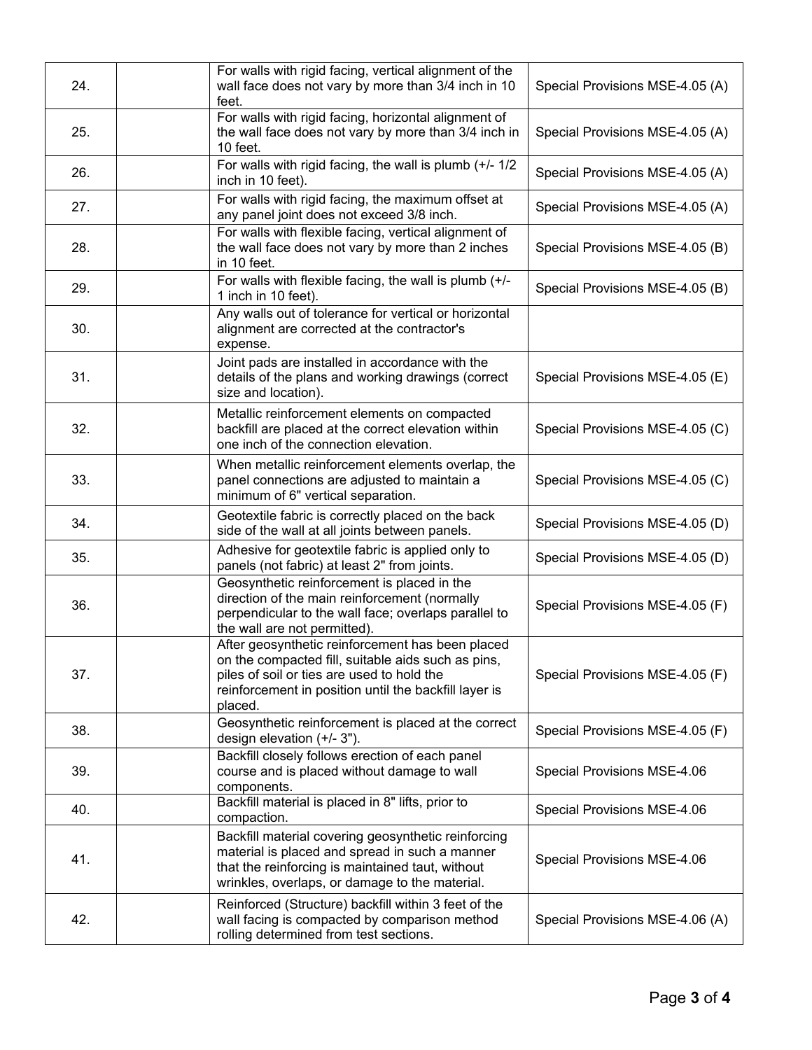| | | | |
|---|---|---|---|
| 24. | | For walls with rigid facing, vertical alignment of the wall face does not vary by more than 3/4 inch in 10 feet. | Special Provisions MSE-4.05 (A) |
| 25. | | For walls with rigid facing, horizontal alignment of the wall face does not vary by more than 3/4 inch in 10 feet. | Special Provisions MSE-4.05 (A) |
| 26. | | For walls with rigid facing, the wall is plumb (+/- 1/2 inch in 10 feet). | Special Provisions MSE-4.05 (A) |
| 27. | | For walls with rigid facing, the maximum offset at any panel joint does not exceed 3/8 inch. | Special Provisions MSE-4.05 (A) |
| 28. | | For walls with flexible facing, vertical alignment of the wall face does not vary by more than 2 inches in 10 feet. | Special Provisions MSE-4.05 (B) |
| 29. | | For walls with flexible facing, the wall is plumb (+/- 1 inch in 10 feet). | Special Provisions MSE-4.05 (B) |
| 30. | | Any walls out of tolerance for vertical or horizontal alignment are corrected at the contractor's expense. | |
| 31. | | Joint pads are installed in accordance with the details of the plans and working drawings (correct size and location). | Special Provisions MSE-4.05 (E) |
| 32. | | Metallic reinforcement elements on compacted backfill are placed at the correct elevation within one inch of the connection elevation. | Special Provisions MSE-4.05 (C) |
| 33. | | When metallic reinforcement elements overlap, the panel connections are adjusted to maintain a minimum of 6" vertical separation. | Special Provisions MSE-4.05 (C) |
| 34. | | Geotextile fabric is correctly placed on the back side of the wall at all joints between panels. | Special Provisions MSE-4.05 (D) |
| 35. | | Adhesive for geotextile fabric is applied only to panels (not fabric) at least 2" from joints. | Special Provisions MSE-4.05 (D) |
| 36. | | Geosynthetic reinforcement is placed in the direction of the main reinforcement (normally perpendicular to the wall face; overlaps parallel to the wall are not permitted). | Special Provisions MSE-4.05 (F) |
| 37. | | After geosynthetic reinforcement has been placed on the compacted fill, suitable aids such as pins, piles of soil or ties are used to hold the reinforcement in position until the backfill layer is placed. | Special Provisions MSE-4.05 (F) |
| 38. | | Geosynthetic reinforcement is placed at the correct design elevation (+/- 3"). | Special Provisions MSE-4.05 (F) |
| 39. | | Backfill closely follows erection of each panel course and is placed without damage to wall components. | Special Provisions MSE-4.06 |
| 40. | | Backfill material is placed in 8" lifts, prior to compaction. | Special Provisions MSE-4.06 |
| 41. | | Backfill material covering geosynthetic reinforcing material is placed and spread in such a manner that the reinforcing is maintained taut, without wrinkles, overlaps, or damage to the material. | Special Provisions MSE-4.06 |
| 42. | | Reinforced (Structure) backfill within 3 feet of the wall facing is compacted by comparison method rolling determined from test sections. | Special Provisions MSE-4.06 (A) |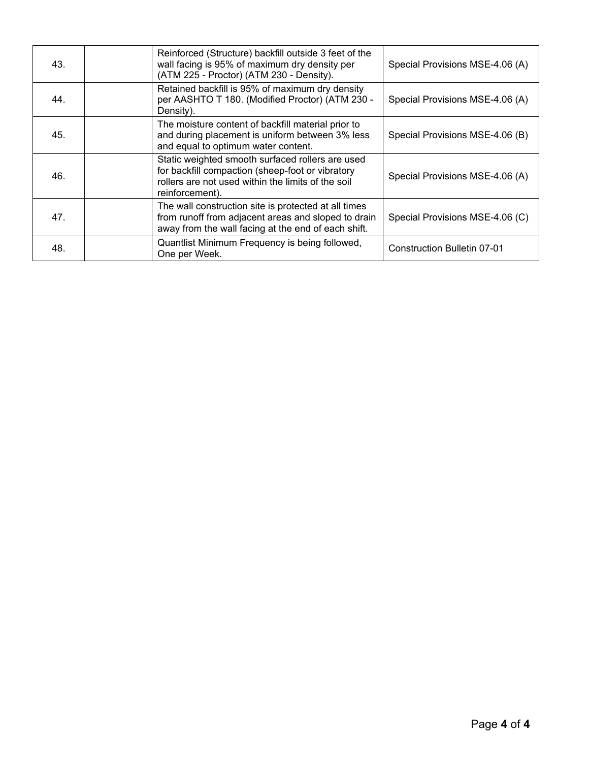| | | | |
|---|---|---|---|
| 43. | | Reinforced (Structure) backfill outside 3 feet of the wall facing is 95% of maximum dry density per (ATM 225 - Proctor) (ATM 230 - Density). | Special Provisions MSE-4.06 (A) |
| 44. | | Retained backfill is 95% of maximum dry density per AASHTO T 180. (Modified Proctor) (ATM 230 - Density). | Special Provisions MSE-4.06 (A) |
| 45. | | The moisture content of backfill material prior to and during placement is uniform between 3% less and equal to optimum water content. | Special Provisions MSE-4.06 (B) |
| 46. | | Static weighted smooth surfaced rollers are used for backfill compaction (sheep-foot or vibratory rollers are not used within the limits of the soil reinforcement). | Special Provisions MSE-4.06 (A) |
| 47. | | The wall construction site is protected at all times from runoff from adjacent areas and sloped to drain away from the wall facing at the end of each shift. | Special Provisions MSE-4.06 (C) |
| 48. | | Quantlist Minimum Frequency is being followed, One per Week. | Construction Bulletin 07-01 |